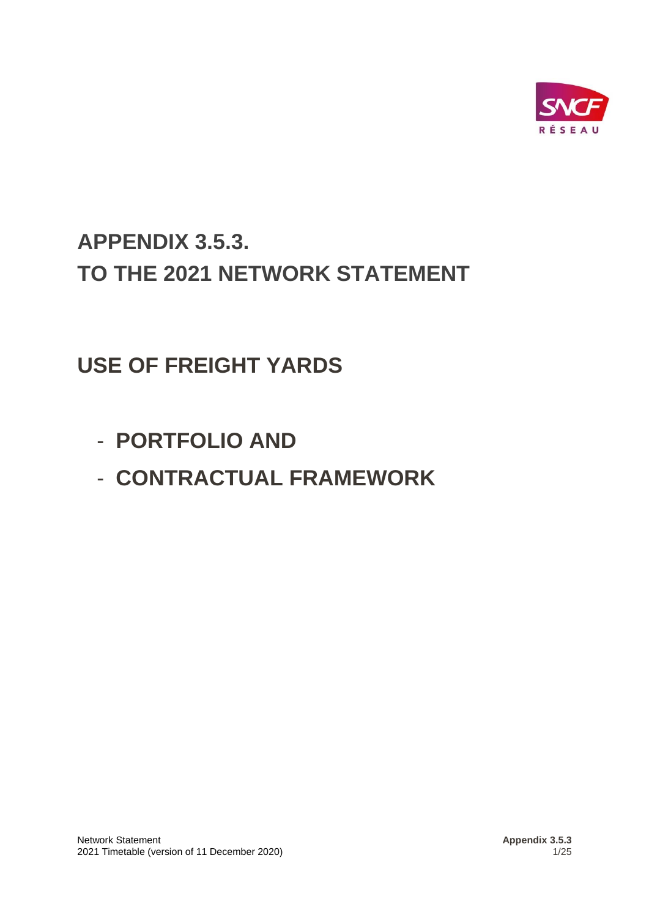# APPENDIX 3.5.3.
# TO THE 2021 NETWORK STATEMENT

## USE OF FREIGHT YARDS

- **PORTFOLIO AND**
- **CONTRACTUAL FRAMEWORK**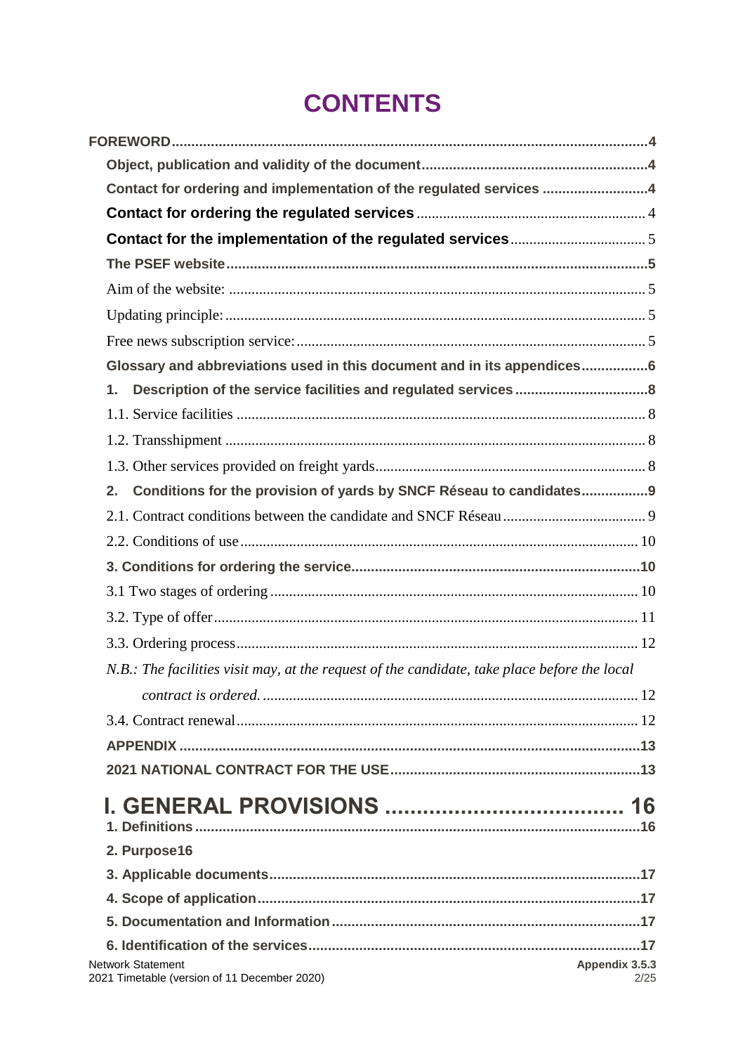# CONTENTS

FOREWORD....................................................................................................................4

Object, publication and validity of the document..........................................................4

Contact for ordering and implementation of the regulated services ...........................4

Contact for ordering the regulated services ............................................................. 4

Contact for the implementation of the regulated services.................................... 5

The PSEF website.............................................................................................................5

Aim of the website: ............................................................................................................. 5

Updating principle:.............................................................................................................. 5

Free news subscription service:.......................................................................................... 5

Glossary and abbreviations used in this document and in its appendices.................6

1. Description of the service facilities and regulated services ...................................8

1.1. Service facilities ............................................................................................................ 8

1.2. Transshipment ............................................................................................................... 8

1.3. Other services provided on freight yards....................................................................... 8

2. Conditions for the provision of yards by SNCF Réseau to candidates.................9

2.1. Contract conditions between the candidate and SNCF Réseau...................................... 9

2.2. Conditions of use......................................................................................................... 10

3. Conditions for ordering the service..........................................................................10

3.1 Two stages of ordering ................................................................................................. 10

3.2. Type of offer................................................................................................................ 11

3.3. Ordering process........................................................................................................... 12

*N.B.: The facilities visit may, at the request of the candidate, take place before the local contract is ordered.* .................................................................................................... 12

3.4. Contract renewal.......................................................................................................... 12

APPENDIX ......................................................................................................................13

2021 NATIONAL CONTRACT FOR THE USE...............................................................13

# I. GENERAL PROVISIONS ...................................... 16

1. Definitions ....................................................................................................................16

2. Purpose16

3. Applicable documents................................................................................................17

4. Scope of application....................................................................................................17

5. Documentation and Information...............................................................................17

6. Identification of the services......................................................................................17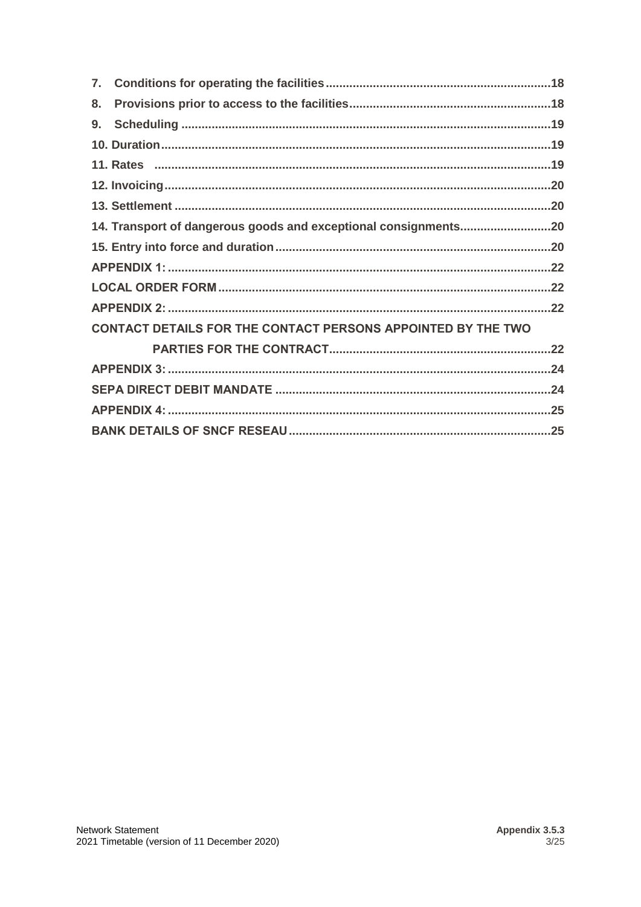7. Conditions for operating the facilities ..... 18
8. Provisions prior to access to the facilities ..... 18
9. Scheduling ..... 19
10. Duration ..... 19
11. Rates ..... 19
12. Invoicing ..... 20
13. Settlement ..... 20
14. Transport of dangerous goods and exceptional consignments ..... 20
15. Entry into force and duration ..... 20
APPENDIX 1: ..... 22
LOCAL ORDER FORM ..... 22
APPENDIX 2: ..... 22
CONTACT DETAILS FOR THE CONTACT PERSONS APPOINTED BY THE TWO PARTIES FOR THE CONTRACT ..... 22
APPENDIX 3: ..... 24
SEPA DIRECT DEBIT MANDATE ..... 24
APPENDIX 4: ..... 25
BANK DETAILS OF SNCF RESEAU ..... 25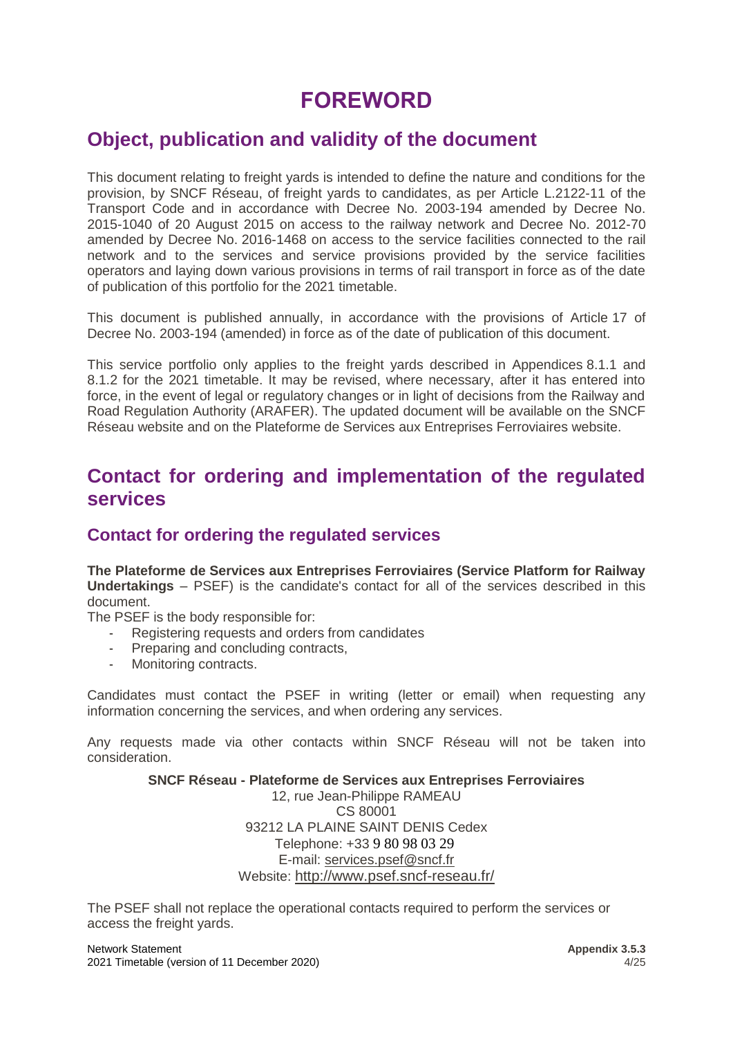# FOREWORD

## Object, publication and validity of the document

This document relating to freight yards is intended to define the nature and conditions for the provision, by SNCF Réseau, of freight yards to candidates, as per Article L.2122-11 of the Transport Code and in accordance with Decree No. 2003-194 amended by Decree No. 2015-1040 of 20 August 2015 on access to the railway network and Decree No. 2012-70 amended by Decree No. 2016-1468 on access to the service facilities connected to the rail network and to the services and service provisions provided by the service facilities operators and laying down various provisions in terms of rail transport in force as of the date of publication of this portfolio for the 2021 timetable.

This document is published annually, in accordance with the provisions of Article 17 of Decree No. 2003-194 (amended) in force as of the date of publication of this document.

This service portfolio only applies to the freight yards described in Appendices 8.1.1 and 8.1.2 for the 2021 timetable. It may be revised, where necessary, after it has entered into force, in the event of legal or regulatory changes or in light of decisions from the Railway and Road Regulation Authority (ARAFER). The updated document will be available on the SNCF Réseau website and on the Plateforme de Services aux Entreprises Ferroviaires website.

## Contact for ordering and implementation of the regulated services

### Contact for ordering the regulated services

**The Plateforme de Services aux Entreprises Ferroviaires (Service Platform for Railway Undertakings** – PSEF) is the candidate's contact for all of the services described in this document.

The PSEF is the body responsible for:

- Registering requests and orders from candidates
- Preparing and concluding contracts,
- Monitoring contracts.

Candidates must contact the PSEF in writing (letter or email) when requesting any information concerning the services, and when ordering any services.

Any requests made via other contacts within SNCF Réseau will not be taken into consideration.

**SNCF Réseau - Plateforme de Services aux Entreprises Ferroviaires**
12, rue Jean-Philippe RAMEAU
CS 80001
93212 LA PLAINE SAINT DENIS Cedex
Telephone: +33 9 80 98 03 29
E-mail: services.psef@sncf.fr
Website: http://www.psef.sncf-reseau.fr/

The PSEF shall not replace the operational contacts required to perform the services or access the freight yards.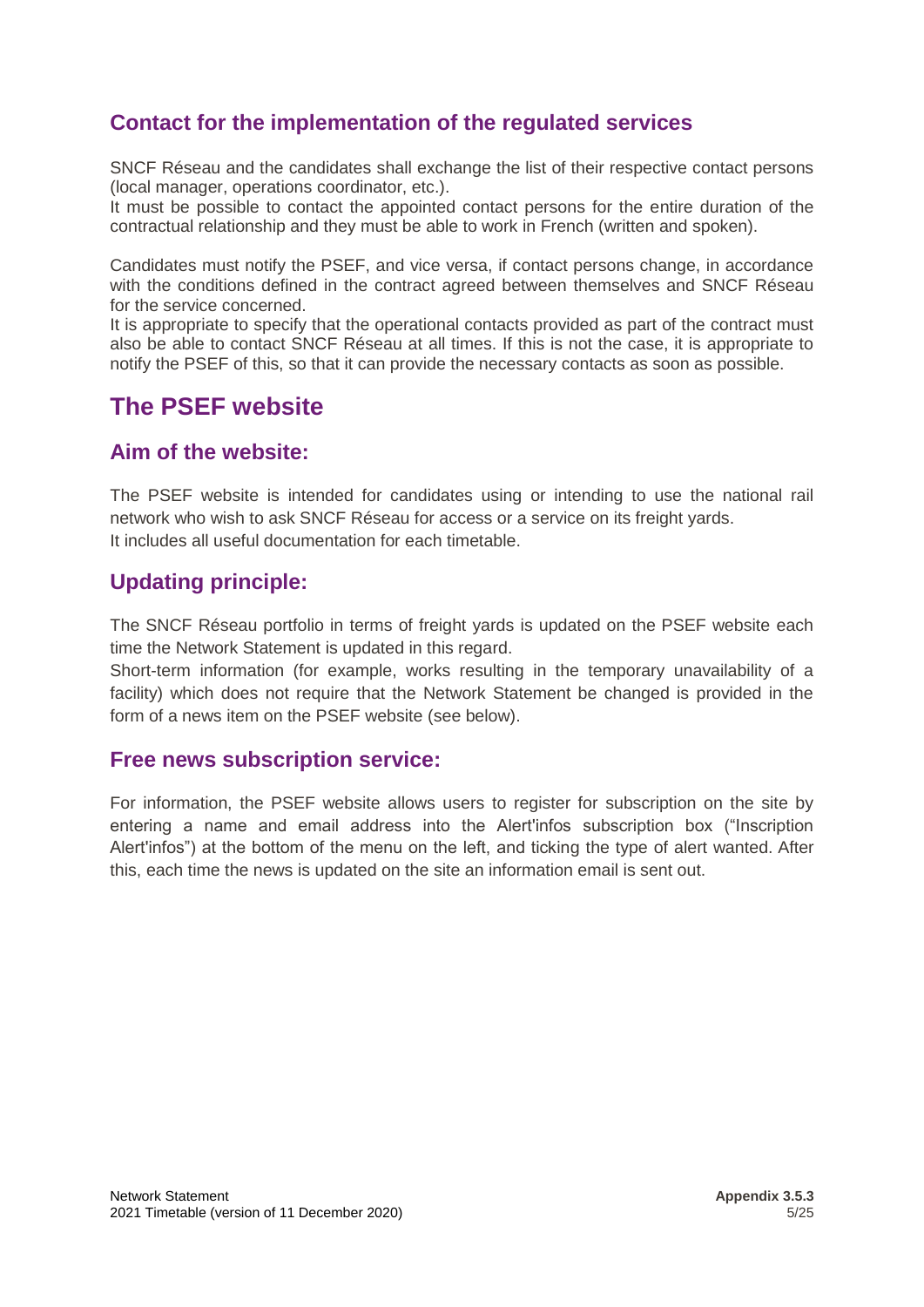## Contact for the implementation of the regulated services

SNCF Réseau and the candidates shall exchange the list of their respective contact persons (local manager, operations coordinator, etc.).
It must be possible to contact the appointed contact persons for the entire duration of the contractual relationship and they must be able to work in French (written and spoken).

Candidates must notify the PSEF, and vice versa, if contact persons change, in accordance with the conditions defined in the contract agreed between themselves and SNCF Réseau for the service concerned.
It is appropriate to specify that the operational contacts provided as part of the contract must also be able to contact SNCF Réseau at all times. If this is not the case, it is appropriate to notify the PSEF of this, so that it can provide the necessary contacts as soon as possible.

# The PSEF website

## Aim of the website:

The PSEF website is intended for candidates using or intending to use the national rail network who wish to ask SNCF Réseau for access or a service on its freight yards.
It includes all useful documentation for each timetable.

## Updating principle:

The SNCF Réseau portfolio in terms of freight yards is updated on the PSEF website each time the Network Statement is updated in this regard.
Short-term information (for example, works resulting in the temporary unavailability of a facility) which does not require that the Network Statement be changed is provided in the form of a news item on the PSEF website (see below).

## Free news subscription service:

For information, the PSEF website allows users to register for subscription on the site by entering a name and email address into the Alert'infos subscription box ("Inscription Alert'infos") at the bottom of the menu on the left, and ticking the type of alert wanted. After this, each time the news is updated on the site an information email is sent out.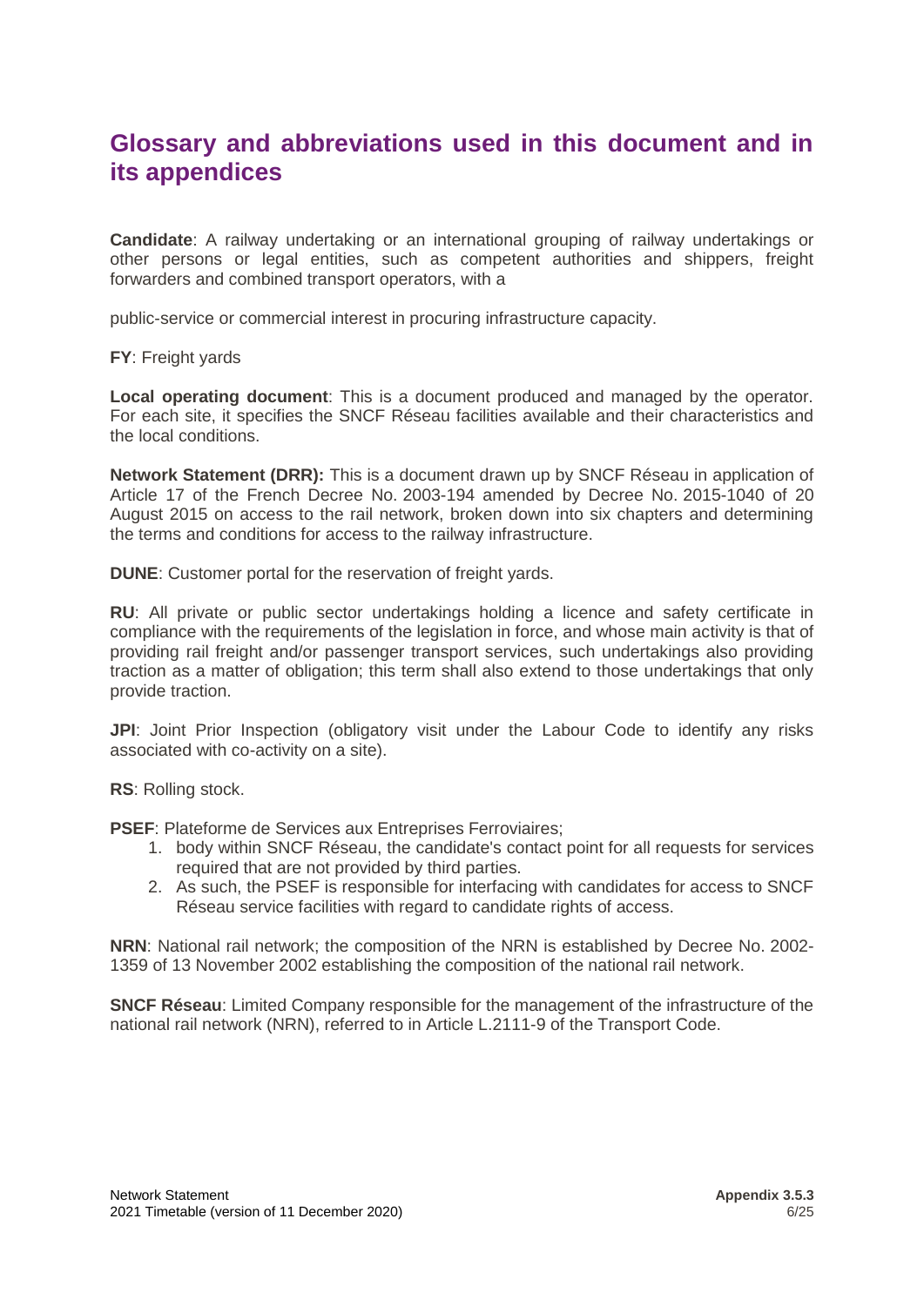# Glossary and abbreviations used in this document and in its appendices

**Candidate**: A railway undertaking or an international grouping of railway undertakings or other persons or legal entities, such as competent authorities and shippers, freight forwarders and combined transport operators, with a

public-service or commercial interest in procuring infrastructure capacity.

**FY**: Freight yards

**Local operating document**: This is a document produced and managed by the operator. For each site, it specifies the SNCF Réseau facilities available and their characteristics and the local conditions.

**Network Statement (DRR):** This is a document drawn up by SNCF Réseau in application of Article 17 of the French Decree No. 2003-194 amended by Decree No. 2015-1040 of 20 August 2015 on access to the rail network, broken down into six chapters and determining the terms and conditions for access to the railway infrastructure.

**DUNE**: Customer portal for the reservation of freight yards.

**RU**: All private or public sector undertakings holding a licence and safety certificate in compliance with the requirements of the legislation in force, and whose main activity is that of providing rail freight and/or passenger transport services, such undertakings also providing traction as a matter of obligation; this term shall also extend to those undertakings that only provide traction.

**JPI**: Joint Prior Inspection (obligatory visit under the Labour Code to identify any risks associated with co-activity on a site).

**RS**: Rolling stock.

**PSEF**: Plateforme de Services aux Entreprises Ferroviaires;

1. body within SNCF Réseau, the candidate's contact point for all requests for services required that are not provided by third parties.
2. As such, the PSEF is responsible for interfacing with candidates for access to SNCF Réseau service facilities with regard to candidate rights of access.

**NRN**: National rail network; the composition of the NRN is established by Decree No. 2002-1359 of 13 November 2002 establishing the composition of the national rail network.

**SNCF Réseau**: Limited Company responsible for the management of the infrastructure of the national rail network (NRN), referred to in Article L.2111-9 of the Transport Code.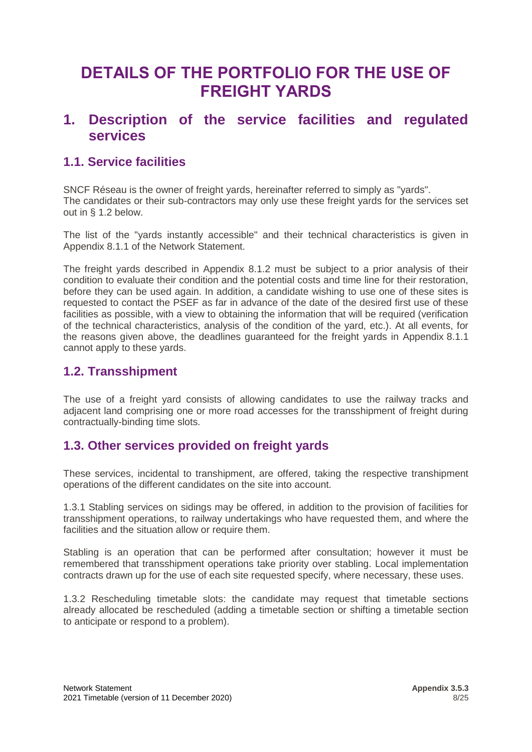# DETAILS OF THE PORTFOLIO FOR THE USE OF FREIGHT YARDS

## 1. Description of the service facilities and regulated services

### 1.1. Service facilities

SNCF Réseau is the owner of freight yards, hereinafter referred to simply as "yards".
The candidates or their sub-contractors may only use these freight yards for the services set out in § 1.2 below.

The list of the "yards instantly accessible" and their technical characteristics is given in Appendix 8.1.1 of the Network Statement.

The freight yards described in Appendix 8.1.2 must be subject to a prior analysis of their condition to evaluate their condition and the potential costs and time line for their restoration, before they can be used again. In addition, a candidate wishing to use one of these sites is requested to contact the PSEF as far in advance of the date of the desired first use of these facilities as possible, with a view to obtaining the information that will be required (verification of the technical characteristics, analysis of the condition of the yard, etc.). At all events, for the reasons given above, the deadlines guaranteed for the freight yards in Appendix 8.1.1 cannot apply to these yards.

### 1.2. Transshipment

The use of a freight yard consists of allowing candidates to use the railway tracks and adjacent land comprising one or more road accesses for the transshipment of freight during contractually-binding time slots.

### 1.3. Other services provided on freight yards

These services, incidental to transhipment, are offered, taking the respective transhipment operations of the different candidates on the site into account.

1.3.1 Stabling services on sidings may be offered, in addition to the provision of facilities for transshipment operations, to railway undertakings who have requested them, and where the facilities and the situation allow or require them.

Stabling is an operation that can be performed after consultation; however it must be remembered that transshipment operations take priority over stabling. Local implementation contracts drawn up for the use of each site requested specify, where necessary, these uses.

1.3.2 Rescheduling timetable slots: the candidate may request that timetable sections already allocated be rescheduled (adding a timetable section or shifting a timetable section to anticipate or respond to a problem).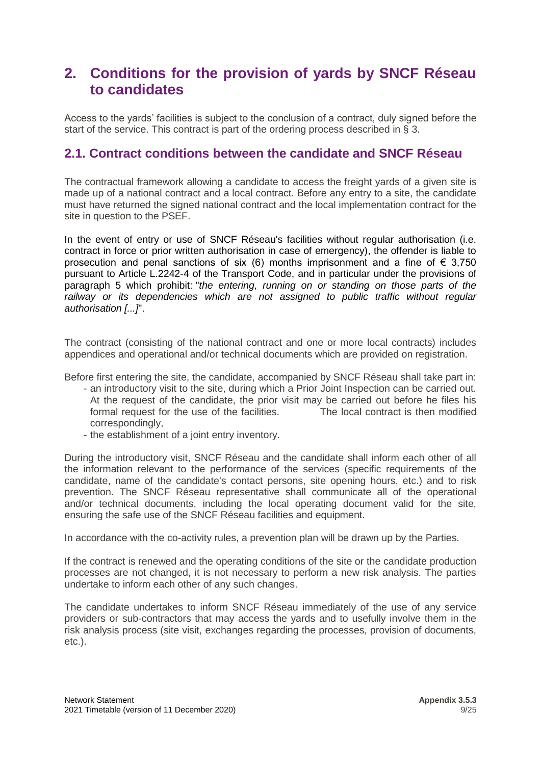# 2. Conditions for the provision of yards by SNCF Réseau to candidates

Access to the yards' facilities is subject to the conclusion of a contract, duly signed before the start of the service. This contract is part of the ordering process described in § 3.

## 2.1. Contract conditions between the candidate and SNCF Réseau

The contractual framework allowing a candidate to access the freight yards of a given site is made up of a national contract and a local contract. Before any entry to a site, the candidate must have returned the signed national contract and the local implementation contract for the site in question to the PSEF.

In the event of entry or use of SNCF Réseau's facilities without regular authorisation (i.e. contract in force or prior written authorisation in case of emergency), the offender is liable to prosecution and penal sanctions of six (6) months imprisonment and a fine of € 3,750 pursuant to Article L.2242-4 of the Transport Code, and in particular under the provisions of paragraph 5 which prohibit: "*the entering, running on or standing on those parts of the railway or its dependencies which are not assigned to public traffic without regular authorisation [...]*".

The contract (consisting of the national contract and one or more local contracts) includes appendices and operational and/or technical documents which are provided on registration.

Before first entering the site, the candidate, accompanied by SNCF Réseau shall take part in:

- an introductory visit to the site, during which a Prior Joint Inspection can be carried out. At the request of the candidate, the prior visit may be carried out before he files his formal request for the use of the facilities. The local contract is then modified correspondingly,
- the establishment of a joint entry inventory.

During the introductory visit, SNCF Réseau and the candidate shall inform each other of all the information relevant to the performance of the services (specific requirements of the candidate, name of the candidate's contact persons, site opening hours, etc.) and to risk prevention. The SNCF Réseau representative shall communicate all of the operational and/or technical documents, including the local operating document valid for the site, ensuring the safe use of the SNCF Réseau facilities and equipment.

In accordance with the co-activity rules, a prevention plan will be drawn up by the Parties.

If the contract is renewed and the operating conditions of the site or the candidate production processes are not changed, it is not necessary to perform a new risk analysis. The parties undertake to inform each other of any such changes.

The candidate undertakes to inform SNCF Réseau immediately of the use of any service providers or sub-contractors that may access the yards and to usefully involve them in the risk analysis process (site visit, exchanges regarding the processes, provision of documents, etc.).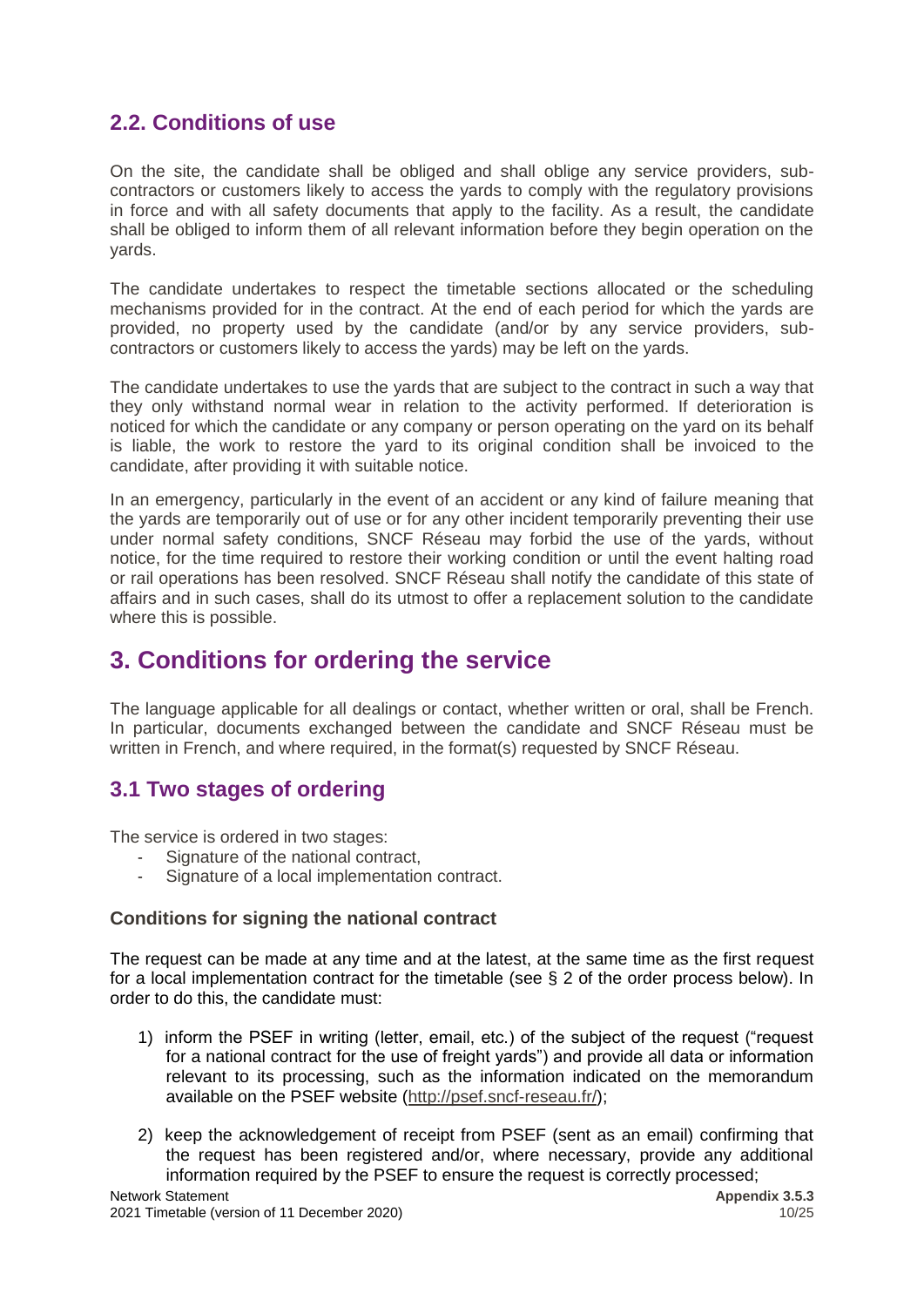## 2.2. Conditions of use

On the site, the candidate shall be obliged and shall oblige any service providers, sub-contractors or customers likely to access the yards to comply with the regulatory provisions in force and with all safety documents that apply to the facility. As a result, the candidate shall be obliged to inform them of all relevant information before they begin operation on the yards.

The candidate undertakes to respect the timetable sections allocated or the scheduling mechanisms provided for in the contract. At the end of each period for which the yards are provided, no property used by the candidate (and/or by any service providers, sub-contractors or customers likely to access the yards) may be left on the yards.

The candidate undertakes to use the yards that are subject to the contract in such a way that they only withstand normal wear in relation to the activity performed. If deterioration is noticed for which the candidate or any company or person operating on the yard on its behalf is liable, the work to restore the yard to its original condition shall be invoiced to the candidate, after providing it with suitable notice.

In an emergency, particularly in the event of an accident or any kind of failure meaning that the yards are temporarily out of use or for any other incident temporarily preventing their use under normal safety conditions, SNCF Réseau may forbid the use of the yards, without notice, for the time required to restore their working condition or until the event halting road or rail operations has been resolved. SNCF Réseau shall notify the candidate of this state of affairs and in such cases, shall do its utmost to offer a replacement solution to the candidate where this is possible.

# 3. Conditions for ordering the service

The language applicable for all dealings or contact, whether written or oral, shall be French. In particular, documents exchanged between the candidate and SNCF Réseau must be written in French, and where required, in the format(s) requested by SNCF Réseau.

## 3.1 Two stages of ordering

The service is ordered in two stages:

- Signature of the national contract,
- Signature of a local implementation contract.

### Conditions for signing the national contract

The request can be made at any time and at the latest, at the same time as the first request for a local implementation contract for the timetable (see § 2 of the order process below). In order to do this, the candidate must:

1) inform the PSEF in writing (letter, email, etc.) of the subject of the request ("request for a national contract for the use of freight yards") and provide all data or information relevant to its processing, such as the information indicated on the memorandum available on the PSEF website (http://psef.sncf-reseau.fr/);

2) keep the acknowledgement of receipt from PSEF (sent as an email) confirming that the request has been registered and/or, where necessary, provide any additional information required by the PSEF to ensure the request is correctly processed;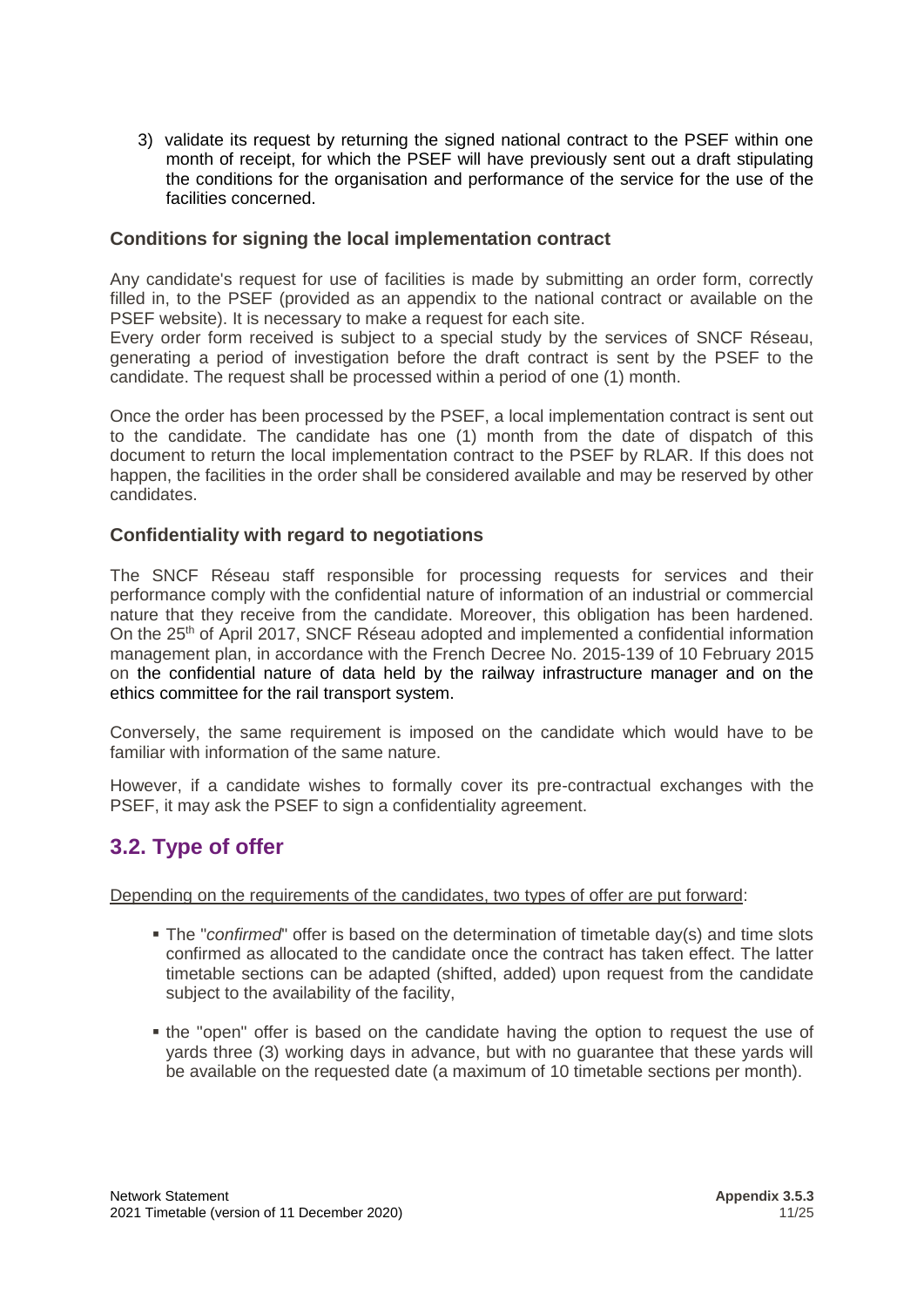3) validate its request by returning the signed national contract to the PSEF within one month of receipt, for which the PSEF will have previously sent out a draft stipulating the conditions for the organisation and performance of the service for the use of the facilities concerned.

### Conditions for signing the local implementation contract

Any candidate's request for use of facilities is made by submitting an order form, correctly filled in, to the PSEF (provided as an appendix to the national contract or available on the PSEF website). It is necessary to make a request for each site.
Every order form received is subject to a special study by the services of SNCF Réseau, generating a period of investigation before the draft contract is sent by the PSEF to the candidate. The request shall be processed within a period of one (1) month.

Once the order has been processed by the PSEF, a local implementation contract is sent out to the candidate. The candidate has one (1) month from the date of dispatch of this document to return the local implementation contract to the PSEF by RLAR. If this does not happen, the facilities in the order shall be considered available and may be reserved by other candidates.

### Confidentiality with regard to negotiations

The SNCF Réseau staff responsible for processing requests for services and their performance comply with the confidential nature of information of an industrial or commercial nature that they receive from the candidate. Moreover, this obligation has been hardened. On the 25th of April 2017, SNCF Réseau adopted and implemented a confidential information management plan, in accordance with the French Decree No. 2015-139 of 10 February 2015 on the confidential nature of data held by the railway infrastructure manager and on the ethics committee for the rail transport system.

Conversely, the same requirement is imposed on the candidate which would have to be familiar with information of the same nature.

However, if a candidate wishes to formally cover its pre-contractual exchanges with the PSEF, it may ask the PSEF to sign a confidentiality agreement.

## 3.2. Type of offer

Depending on the requirements of the candidates, two types of offer are put forward:

- The "*confirmed*" offer is based on the determination of timetable day(s) and time slots confirmed as allocated to the candidate once the contract has taken effect. The latter timetable sections can be adapted (shifted, added) upon request from the candidate subject to the availability of the facility,
- the "open" offer is based on the candidate having the option to request the use of yards three (3) working days in advance, but with no guarantee that these yards will be available on the requested date (a maximum of 10 timetable sections per month).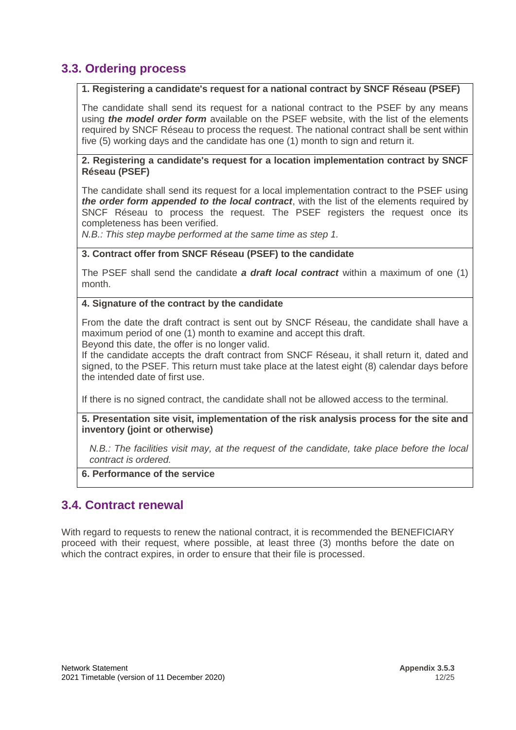## 3.3. Ordering process

**1. Registering a candidate's request for a national contract by SNCF Réseau (PSEF)**

The candidate shall send its request for a national contract to the PSEF by any means using ***the model order form*** available on the PSEF website, with the list of the elements required by SNCF Réseau to process the request. The national contract shall be sent within five (5) working days and the candidate has one (1) month to sign and return it.

**2. Registering a candidate's request for a location implementation contract by SNCF Réseau (PSEF)**

The candidate shall send its request for a local implementation contract to the PSEF using ***the order form appended to the local contract***, with the list of the elements required by SNCF Réseau to process the request. The PSEF registers the request once its completeness has been verified.

*N.B.: This step maybe performed at the same time as step 1.*

**3. Contract offer from SNCF Réseau (PSEF) to the candidate**

The PSEF shall send the candidate ***a draft local contract*** within a maximum of one (1) month.

**4. Signature of the contract by the candidate**

From the date the draft contract is sent out by SNCF Réseau, the candidate shall have a maximum period of one (1) month to examine and accept this draft.
Beyond this date, the offer is no longer valid.
If the candidate accepts the draft contract from SNCF Réseau, it shall return it, dated and signed, to the PSEF. This return must take place at the latest eight (8) calendar days before the intended date of first use.

If there is no signed contract, the candidate shall not be allowed access to the terminal.

**5. Presentation site visit, implementation of the risk analysis process for the site and inventory (joint or otherwise)**

*N.B.: The facilities visit may, at the request of the candidate, take place before the local contract is ordered.*

**6. Performance of the service**

## 3.4. Contract renewal

With regard to requests to renew the national contract, it is recommended the BENEFICIARY proceed with their request, where possible, at least three (3) months before the date on which the contract expires, in order to ensure that their file is processed.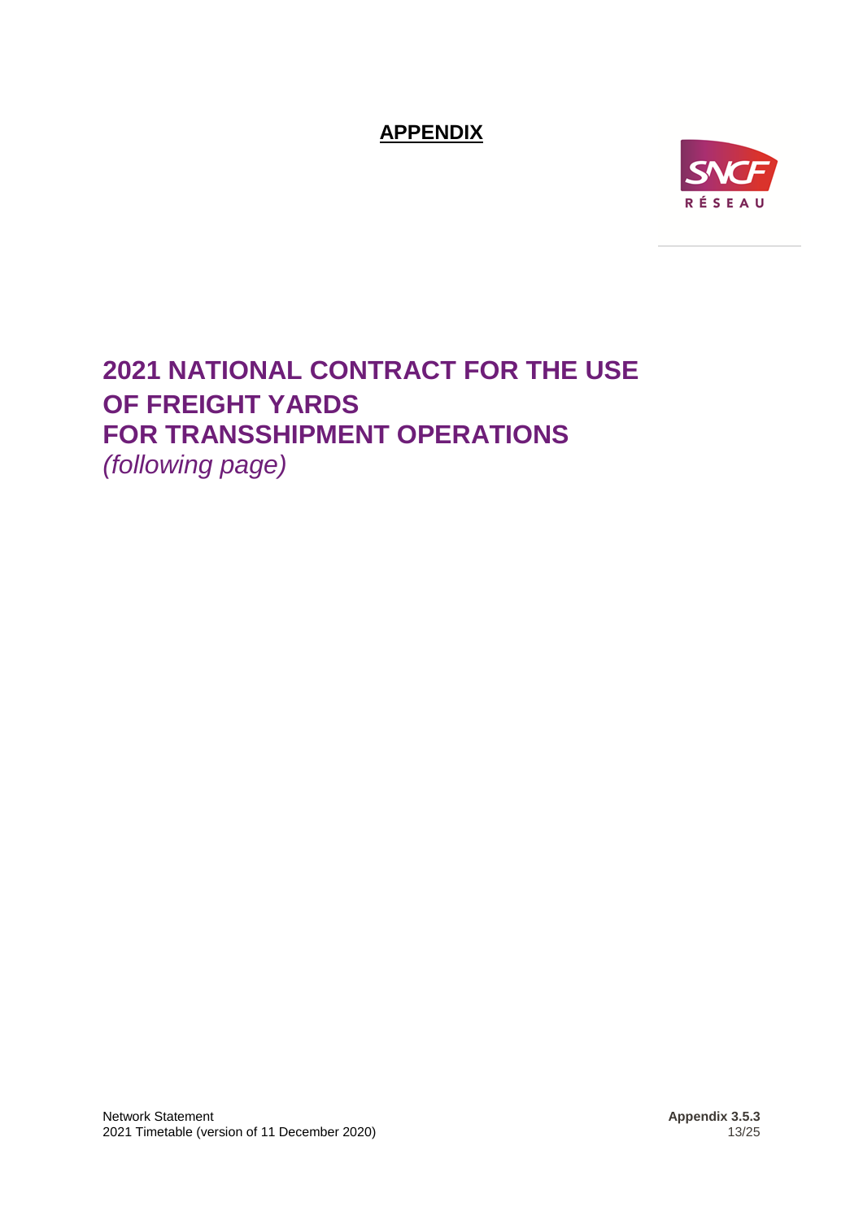**APPENDIX**

# 2021 NATIONAL CONTRACT FOR THE USE OF FREIGHT YARDS FOR TRANSSHIPMENT OPERATIONS

*(following page)*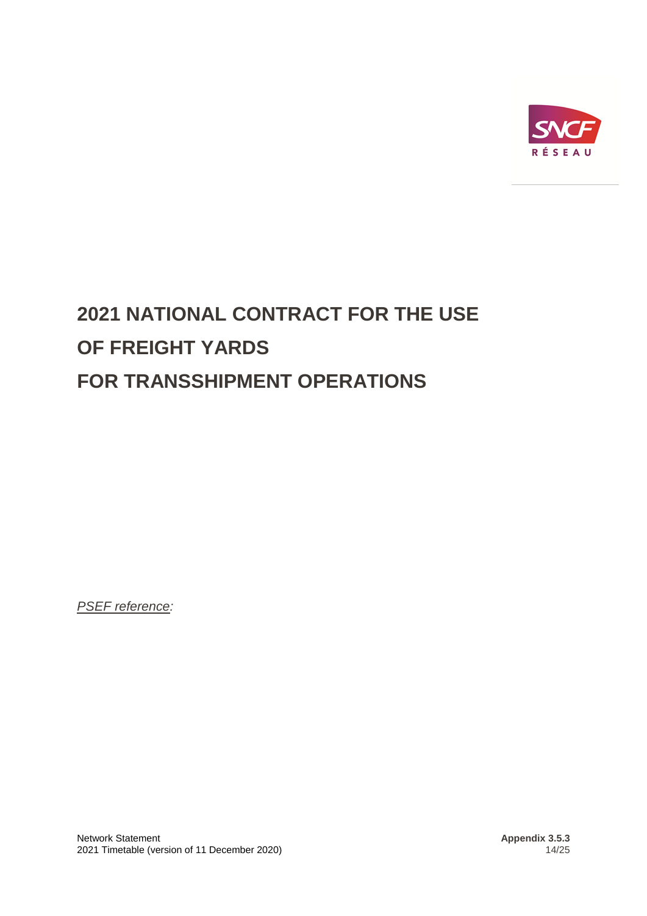# 2021 NATIONAL CONTRACT FOR THE USE OF FREIGHT YARDS FOR TRANSSHIPMENT OPERATIONS

*PSEF reference:*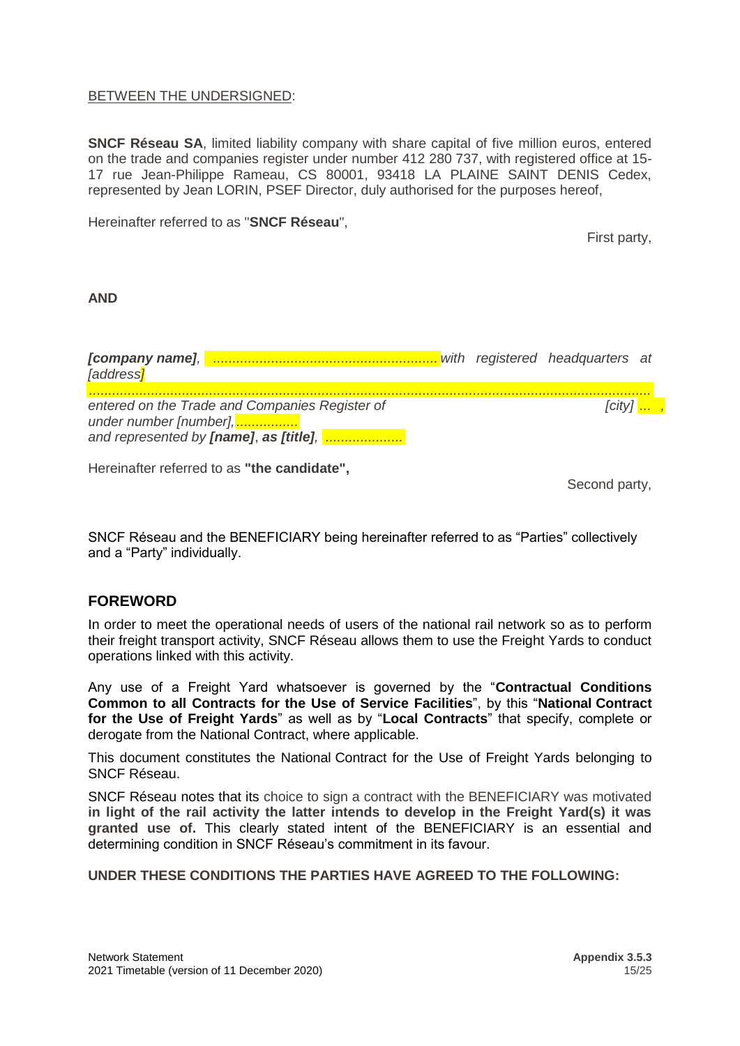BETWEEN THE UNDERSIGNED:

**SNCF Réseau SA**, limited liability company with share capital of five million euros, entered on the trade and companies register under number 412 280 737, with registered office at 15-17 rue Jean-Philippe Rameau, CS 80001, 93418 LA PLAINE SAINT DENIS Cedex, represented by Jean LORIN, PSEF Director, duly authorised for the purposes hereof,

Hereinafter referred to as "**SNCF Réseau**",

First party,

**AND**

***[company name]***, *.......................................................... with registered headquarters at [address]*

*..........................................................................................................................................*

*entered on the Trade and Companies Register of [city] ... ,*

*under number [number],................*

*and represented by **[name]**, **as [title]**, ....................*

Hereinafter referred to as **"the candidate",**

Second party,

SNCF Réseau and the BENEFICIARY being hereinafter referred to as "Parties" collectively and a "Party" individually.

## FOREWORD

In order to meet the operational needs of users of the national rail network so as to perform their freight transport activity, SNCF Réseau allows them to use the Freight Yards to conduct operations linked with this activity.

Any use of a Freight Yard whatsoever is governed by the "**Contractual Conditions Common to all Contracts for the Use of Service Facilities**", by this "**National Contract for the Use of Freight Yards**" as well as by "**Local Contracts**" that specify, complete or derogate from the National Contract, where applicable.

This document constitutes the National Contract for the Use of Freight Yards belonging to SNCF Réseau.

SNCF Réseau notes that its choice to sign a contract with the BENEFICIARY was motivated **in light of the rail activity the latter intends to develop in the Freight Yard(s) it was granted use of.** This clearly stated intent of the BENEFICIARY is an essential and determining condition in SNCF Réseau's commitment in its favour.

**UNDER THESE CONDITIONS THE PARTIES HAVE AGREED TO THE FOLLOWING:**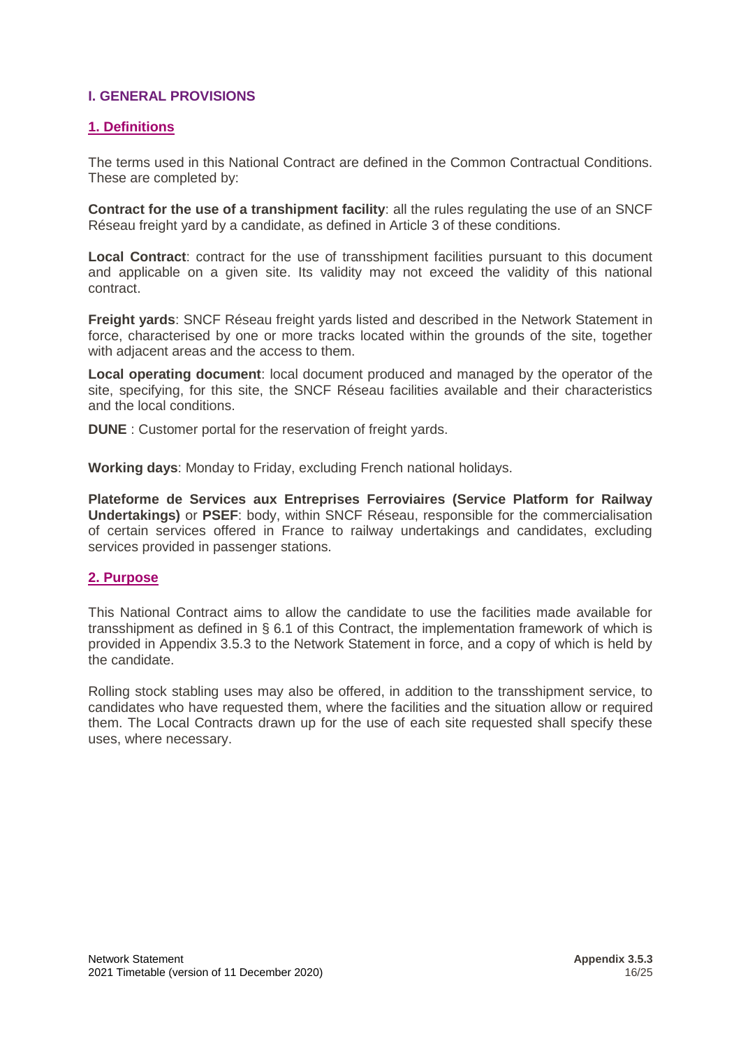# I. GENERAL PROVISIONS

## 1. Definitions

The terms used in this National Contract are defined in the Common Contractual Conditions. These are completed by:

**Contract for the use of a transhipment facility**: all the rules regulating the use of an SNCF Réseau freight yard by a candidate, as defined in Article 3 of these conditions.

**Local Contract**: contract for the use of transshipment facilities pursuant to this document and applicable on a given site. Its validity may not exceed the validity of this national contract.

**Freight yards**: SNCF Réseau freight yards listed and described in the Network Statement in force, characterised by one or more tracks located within the grounds of the site, together with adjacent areas and the access to them.

**Local operating document**: local document produced and managed by the operator of the site, specifying, for this site, the SNCF Réseau facilities available and their characteristics and the local conditions.

**DUNE** : Customer portal for the reservation of freight yards.

**Working days**: Monday to Friday, excluding French national holidays.

**Plateforme de Services aux Entreprises Ferroviaires (Service Platform for Railway Undertakings)** or **PSEF**: body, within SNCF Réseau, responsible for the commercialisation of certain services offered in France to railway undertakings and candidates, excluding services provided in passenger stations.

## 2. Purpose

This National Contract aims to allow the candidate to use the facilities made available for transshipment as defined in § 6.1 of this Contract, the implementation framework of which is provided in Appendix 3.5.3 to the Network Statement in force, and a copy of which is held by the candidate.

Rolling stock stabling uses may also be offered, in addition to the transshipment service, to candidates who have requested them, where the facilities and the situation allow or required them. The Local Contracts drawn up for the use of each site requested shall specify these uses, where necessary.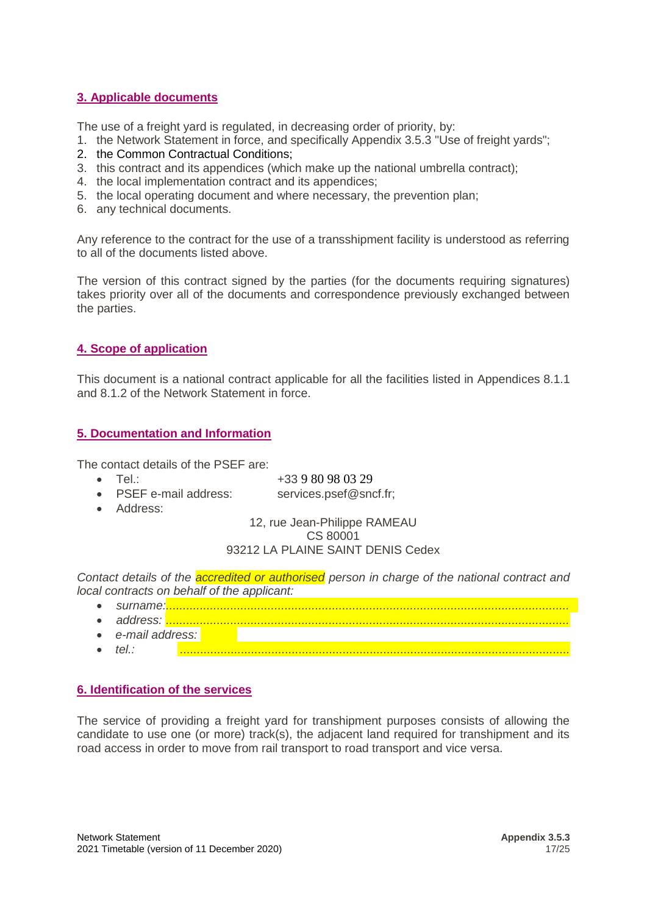## 3. Applicable documents

The use of a freight yard is regulated, in decreasing order of priority, by:

1. the Network Statement in force, and specifically Appendix 3.5.3 "Use of freight yards";
2. the Common Contractual Conditions;
3. this contract and its appendices (which make up the national umbrella contract);
4. the local implementation contract and its appendices;
5. the local operating document and where necessary, the prevention plan;
6. any technical documents.

Any reference to the contract for the use of a transshipment facility is understood as referring to all of the documents listed above.

The version of this contract signed by the parties (for the documents requiring signatures) takes priority over all of the documents and correspondence previously exchanged between the parties.

## 4. Scope of application

This document is a national contract applicable for all the facilities listed in Appendices 8.1.1 and 8.1.2 of the Network Statement in force.

## 5. Documentation and Information

The contact details of the PSEF are:

- Tel.: +33 9 80 98 03 29
- PSEF e-mail address: services.psef@sncf.fr;
- Address:

12, rue Jean-Philippe RAMEAU
CS 80001
93212 LA PLAINE SAINT DENIS Cedex

*Contact details of the accredited or authorised person in charge of the national contract and local contracts on behalf of the applicant:*

- *surname:*......................................................................................................................
- *address:* ......................................................................................................................
- *e-mail address:*
- *tel.:* ......................................................................................................................

## 6. Identification of the services

The service of providing a freight yard for transhipment purposes consists of allowing the candidate to use one (or more) track(s), the adjacent land required for transhipment and its road access in order to move from rail transport to road transport and vice versa.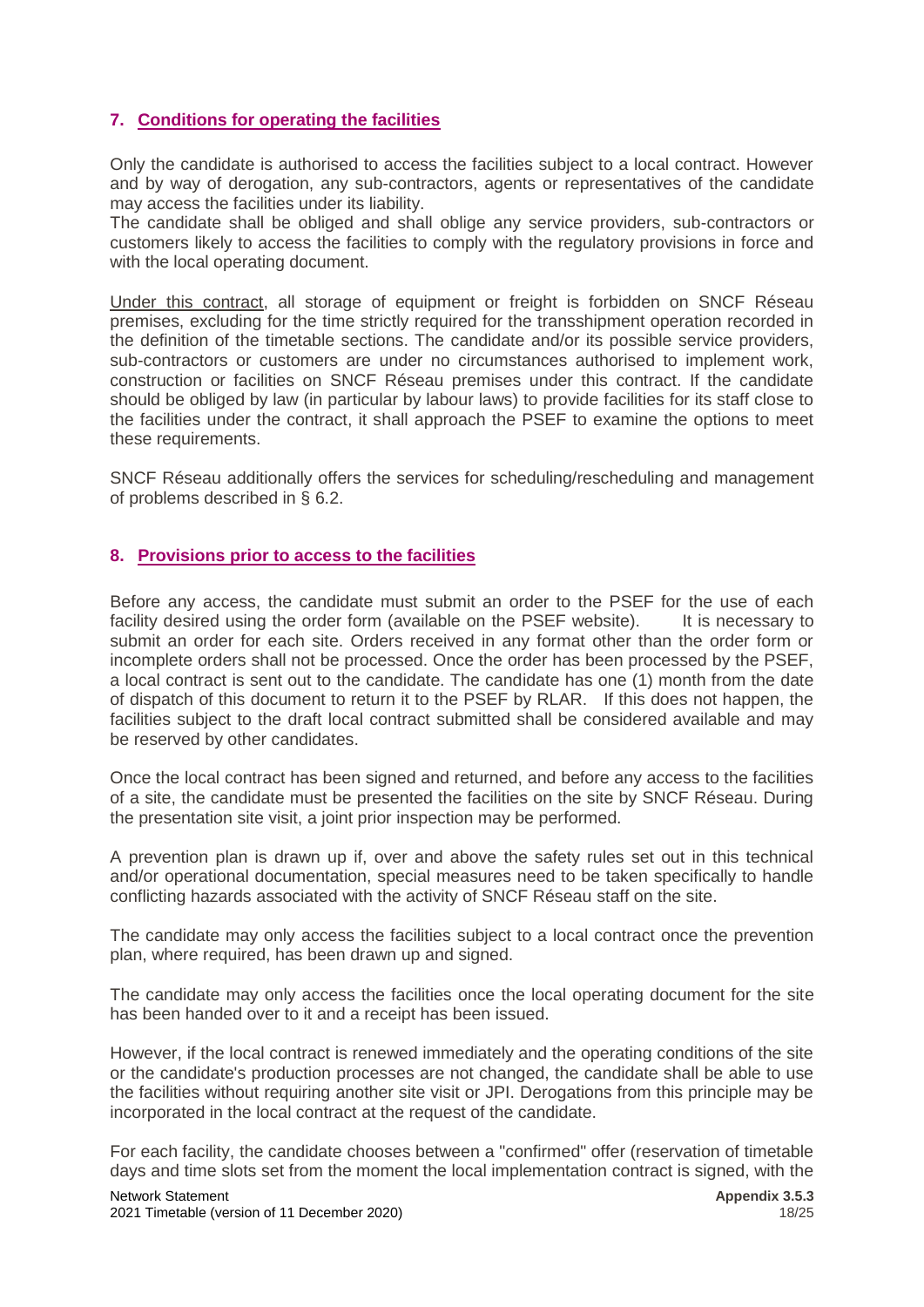## 7. Conditions for operating the facilities

Only the candidate is authorised to access the facilities subject to a local contract. However and by way of derogation, any sub-contractors, agents or representatives of the candidate may access the facilities under its liability.
The candidate shall be obliged and shall oblige any service providers, sub-contractors or customers likely to access the facilities to comply with the regulatory provisions in force and with the local operating document.

Under this contract, all storage of equipment or freight is forbidden on SNCF Réseau premises, excluding for the time strictly required for the transshipment operation recorded in the definition of the timetable sections. The candidate and/or its possible service providers, sub-contractors or customers are under no circumstances authorised to implement work, construction or facilities on SNCF Réseau premises under this contract. If the candidate should be obliged by law (in particular by labour laws) to provide facilities for its staff close to the facilities under the contract, it shall approach the PSEF to examine the options to meet these requirements.

SNCF Réseau additionally offers the services for scheduling/rescheduling and management of problems described in § 6.2.

## 8. Provisions prior to access to the facilities

Before any access, the candidate must submit an order to the PSEF for the use of each facility desired using the order form (available on the PSEF website). It is necessary to submit an order for each site. Orders received in any format other than the order form or incomplete orders shall not be processed. Once the order has been processed by the PSEF, a local contract is sent out to the candidate. The candidate has one (1) month from the date of dispatch of this document to return it to the PSEF by RLAR. If this does not happen, the facilities subject to the draft local contract submitted shall be considered available and may be reserved by other candidates.

Once the local contract has been signed and returned, and before any access to the facilities of a site, the candidate must be presented the facilities on the site by SNCF Réseau. During the presentation site visit, a joint prior inspection may be performed.

A prevention plan is drawn up if, over and above the safety rules set out in this technical and/or operational documentation, special measures need to be taken specifically to handle conflicting hazards associated with the activity of SNCF Réseau staff on the site.

The candidate may only access the facilities subject to a local contract once the prevention plan, where required, has been drawn up and signed.

The candidate may only access the facilities once the local operating document for the site has been handed over to it and a receipt has been issued.

However, if the local contract is renewed immediately and the operating conditions of the site or the candidate's production processes are not changed, the candidate shall be able to use the facilities without requiring another site visit or JPI. Derogations from this principle may be incorporated in the local contract at the request of the candidate.

For each facility, the candidate chooses between a "confirmed" offer (reservation of timetable days and time slots set from the moment the local implementation contract is signed, with the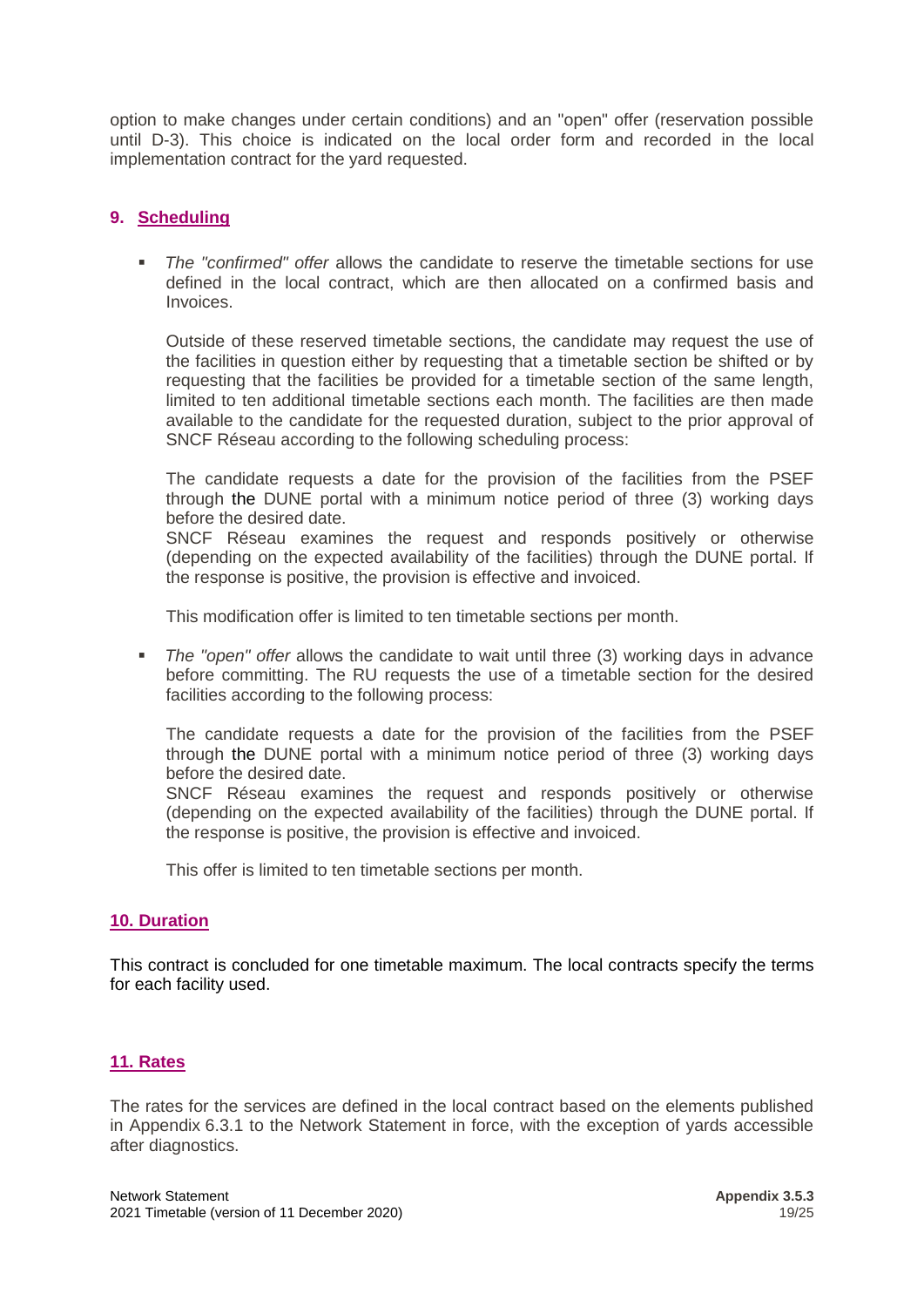option to make changes under certain conditions) and an "open" offer (reservation possible until D-3). This choice is indicated on the local order form and recorded in the local implementation contract for the yard requested.

## 9. Scheduling

- *The "confirmed" offer* allows the candidate to reserve the timetable sections for use defined in the local contract, which are then allocated on a confirmed basis and Invoices.

  Outside of these reserved timetable sections, the candidate may request the use of the facilities in question either by requesting that a timetable section be shifted or by requesting that the facilities be provided for a timetable section of the same length, limited to ten additional timetable sections each month. The facilities are then made available to the candidate for the requested duration, subject to the prior approval of SNCF Réseau according to the following scheduling process:

  The candidate requests a date for the provision of the facilities from the PSEF through the DUNE portal with a minimum notice period of three (3) working days before the desired date.
  SNCF Réseau examines the request and responds positively or otherwise (depending on the expected availability of the facilities) through the DUNE portal. If the response is positive, the provision is effective and invoiced.

  This modification offer is limited to ten timetable sections per month.

- *The "open" offer* allows the candidate to wait until three (3) working days in advance before committing. The RU requests the use of a timetable section for the desired facilities according to the following process:

  The candidate requests a date for the provision of the facilities from the PSEF through the DUNE portal with a minimum notice period of three (3) working days before the desired date.
  SNCF Réseau examines the request and responds positively or otherwise (depending on the expected availability of the facilities) through the DUNE portal. If the response is positive, the provision is effective and invoiced.

  This offer is limited to ten timetable sections per month.

## 10. Duration

This contract is concluded for one timetable maximum. The local contracts specify the terms for each facility used.

## 11. Rates

The rates for the services are defined in the local contract based on the elements published in Appendix 6.3.1 to the Network Statement in force, with the exception of yards accessible after diagnostics.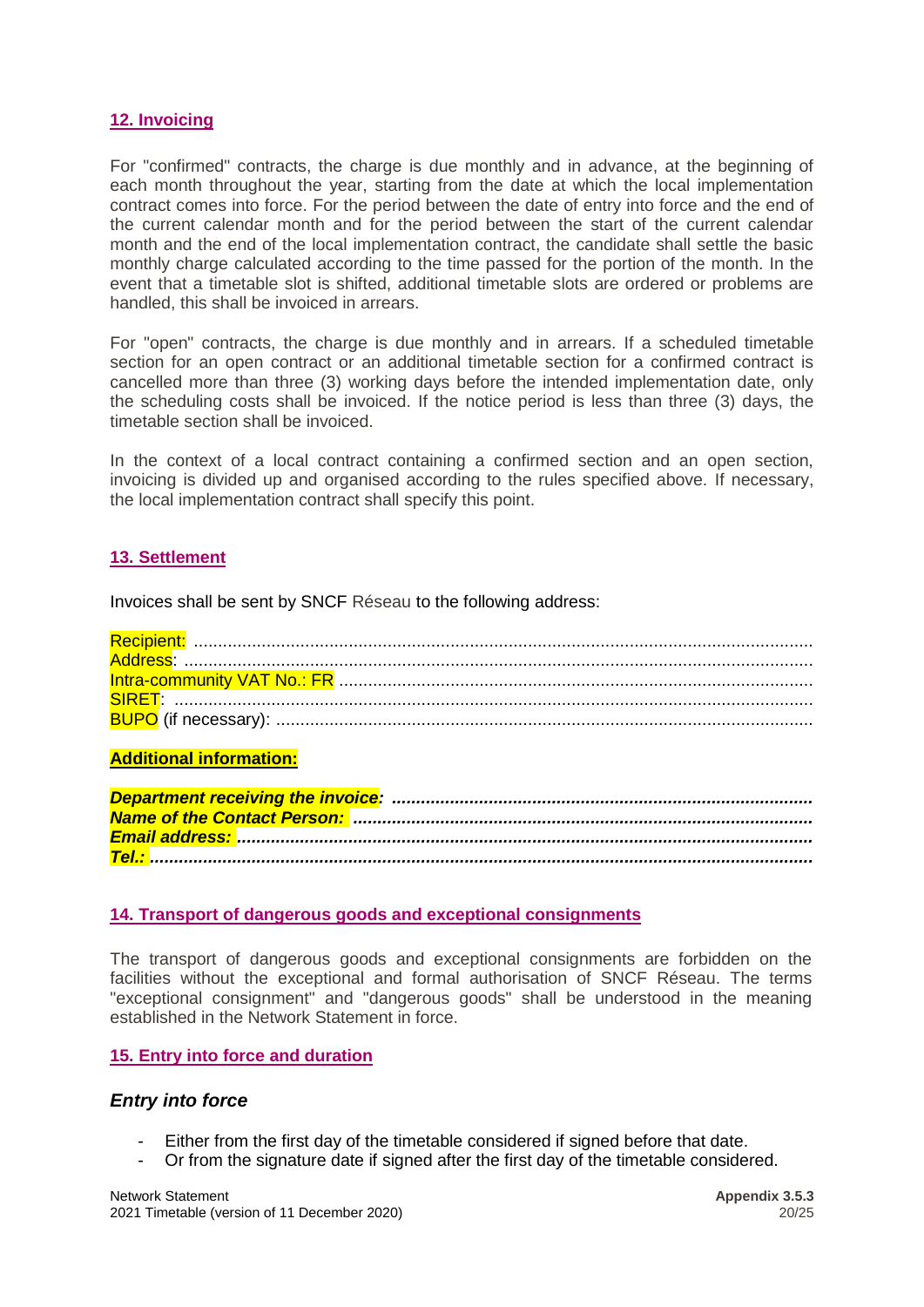## 12. Invoicing

For "confirmed" contracts, the charge is due monthly and in advance, at the beginning of each month throughout the year, starting from the date at which the local implementation contract comes into force. For the period between the date of entry into force and the end of the current calendar month and for the period between the start of the current calendar month and the end of the local implementation contract, the candidate shall settle the basic monthly charge calculated according to the time passed for the portion of the month. In the event that a timetable slot is shifted, additional timetable slots are ordered or problems are handled, this shall be invoiced in arrears.

For "open" contracts, the charge is due monthly and in arrears. If a scheduled timetable section for an open contract or an additional timetable section for a confirmed contract is cancelled more than three (3) working days before the intended implementation date, only the scheduling costs shall be invoiced. If the notice period is less than three (3) days, the timetable section shall be invoiced.

In the context of a local contract containing a confirmed section and an open section, invoicing is divided up and organised according to the rules specified above. If necessary, the local implementation contract shall specify this point.

## 13. Settlement

Invoices shall be sent by SNCF Réseau to the following address:

Recipient: ..................................................................................................................
Address: .....................................................................................................................
Intra-community VAT No.: FR ..................................................................................
SIRET: .......................................................................................................................
BUPO (if necessary): ..................................................................................................

**Additional information:**

***Department receiving the invoice: ..........................................................................***
***Name of the Contact Person: ..................................................................................***
***Email address: .......................................................................................................***
***Tel.: .......................................................................................................................***

## 14. Transport of dangerous goods and exceptional consignments

The transport of dangerous goods and exceptional consignments are forbidden on the facilities without the exceptional and formal authorisation of SNCF Réseau. The terms "exceptional consignment" and "dangerous goods" shall be understood in the meaning established in the Network Statement in force.

## 15. Entry into force and duration

### *Entry into force*

- Either from the first day of the timetable considered if signed before that date.
- Or from the signature date if signed after the first day of the timetable considered.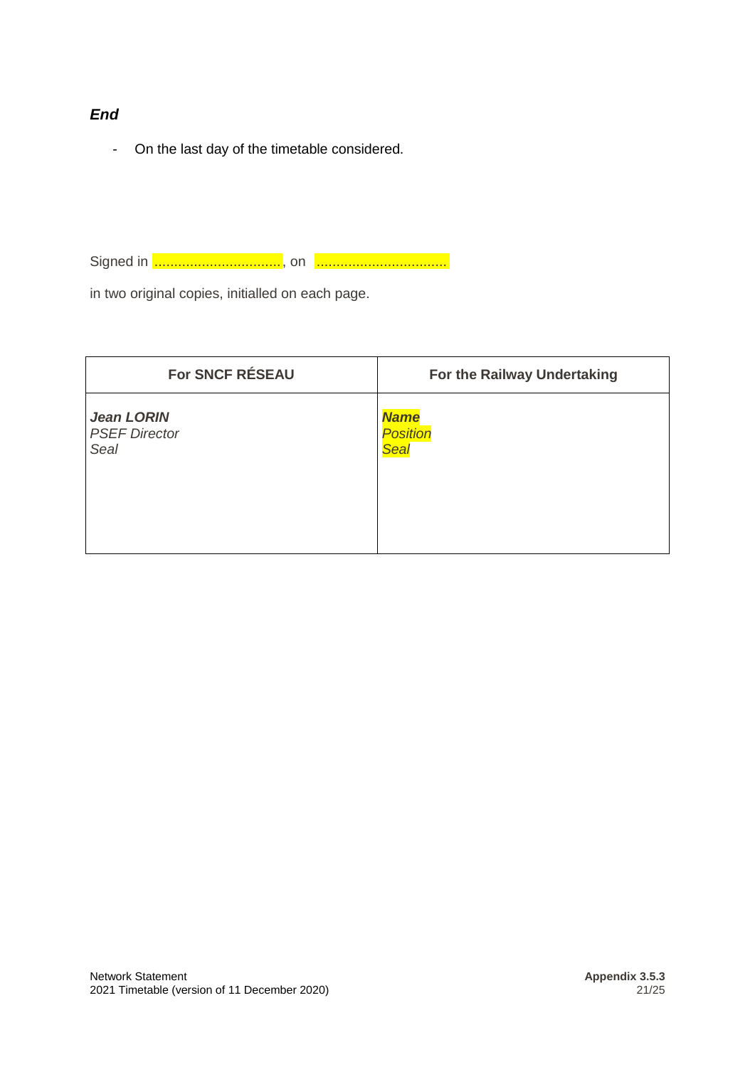***End***

- On the last day of the timetable considered.

Signed in ................................, on .................................

in two original copies, initialled on each page.

| For SNCF RÉSEAU | For the Railway Undertaking |
|---|---|
| ***Jean LORIN***<br>*PSEF Director*<br>*Seal* | ***Name***<br>*Position*<br>*Seal* |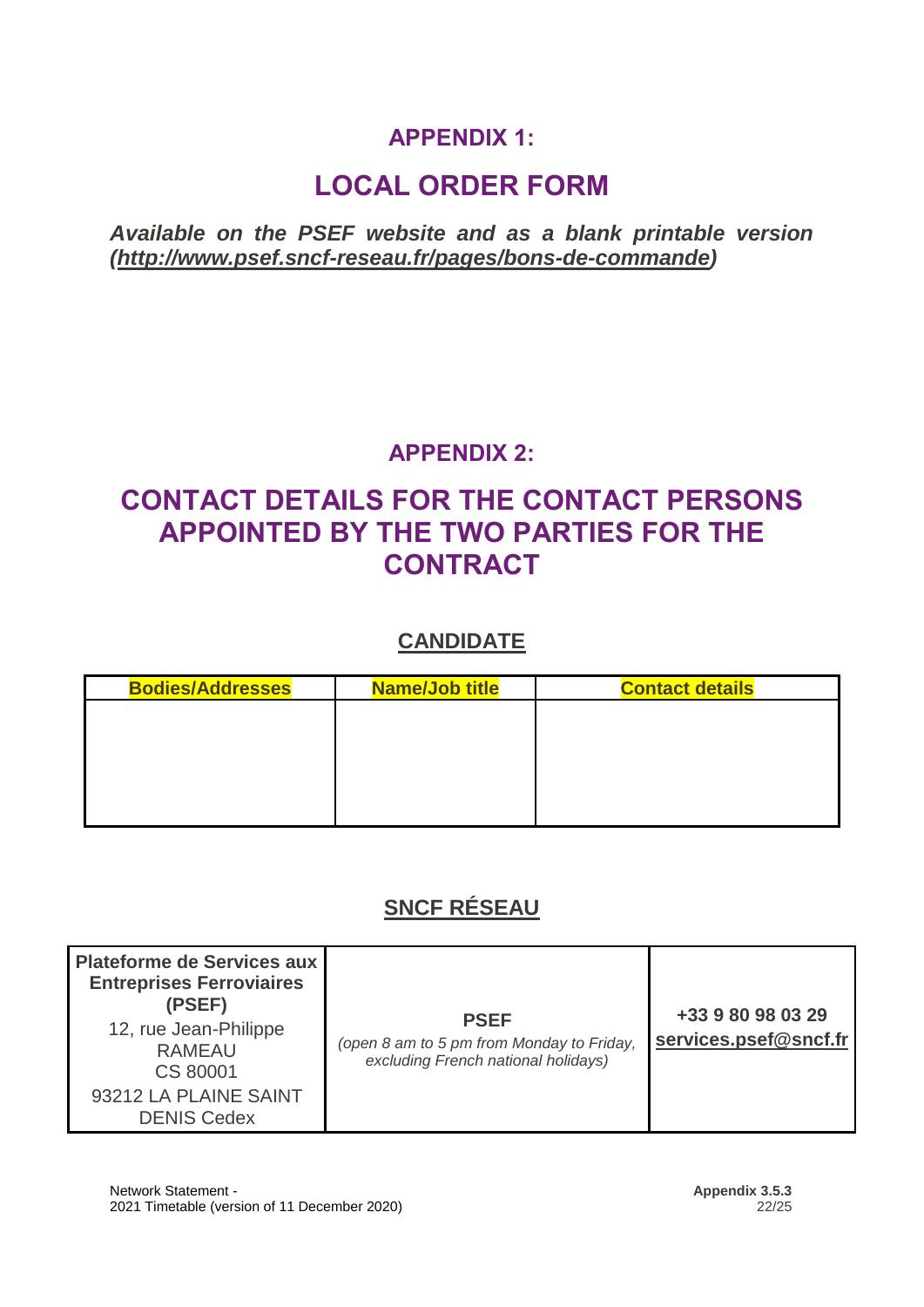## APPENDIX 1:

# LOCAL ORDER FORM

***Available on the PSEF website and as a blank printable version (http://www.psef.sncf-reseau.fr/pages/bons-de-commande)***

## APPENDIX 2:

# CONTACT DETAILS FOR THE CONTACT PERSONS APPOINTED BY THE TWO PARTIES FOR THE CONTRACT

### CANDIDATE

| Bodies/Addresses | Name/Job title | Contact details |
|---|---|---|
| | | |

### SNCF RÉSEAU

| | | |
|---|---|---|
| **Plateforme de Services aux Entreprises Ferroviaires (PSEF)**<br>12, rue Jean-Philippe RAMEAU<br>CS 80001<br>93212 LA PLAINE SAINT DENIS Cedex | **PSEF**<br>*(open 8 am to 5 pm from Monday to Friday, excluding French national holidays)* | **+33 9 80 98 03 29**<br>**services.psef@sncf.fr** |

Network Statement -
2021 Timetable (version of 11 December 2020)

**Appendix 3.5.3**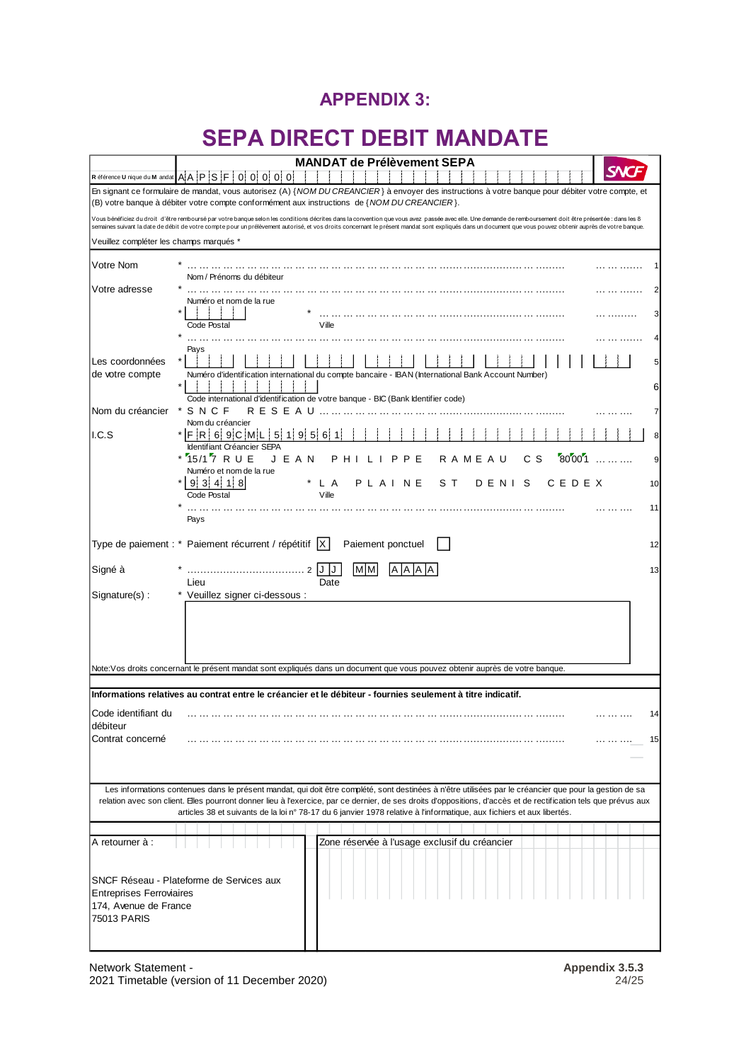# APPENDIX 3:

# SEPA DIRECT DEBIT MANDATE

**MANDAT de Prélèvement SEPA**

SNCF

**R**éférence **U**nique du **M**andat: A A P S F 0 0 0 0 0

En signant ce formulaire de mandat, vous autorisez (A) {*NOM DU CREANCIER*} à envoyer des instructions à votre banque pour débiter votre compte, et (B) votre banque à débiter votre compte conformément aux instructions de {*NOM DU CREANCIER*}.

Vous bénéficiez du droit d'être remboursé par votre banque selon les conditions décrites dans la convention que vous avez passée avec elle. Une demande de remboursement doit être présentée : dans les 8 semaines suivant la date de débit de votre compte pour un prélèvement autorisé, et vos droits concernant le présent mandat sont expliqués dans un document que vous pouvez obtenir auprès de votre banque.

Veuillez compléter les champs marqués *

| | | |
|---|---|---|
| Votre Nom | * ……………………………………………… Nom / Prénoms du débiteur | 1 |
| Votre adresse | * ……………………………………………… Numéro et nom de la rue | 2 |
| | * [ ] Code Postal * ……………… Ville | 3 |
| | * ……………………………………………… Pays | 4 |
| Les coordonnées de votre compte | * [ ] Numéro d'identification international du compte bancaire - IBAN (International Bank Account Number) | 5 |
| | * [ ] Code international d'identification de votre banque - BIC (Bank Identifier code) | 6 |
| Nom du créancier | * S N C F R E S E A U ……………… Nom du créancier | 7 |
| I.C.S | * F R 6 9 C M L 5 1 9 5 6 1 Identifiant Créancier SEPA | 8 |
| | * 15/17 R U E J E A N P H I L I P P E R A M E A U C S 80001 ……… Numéro et nom de la rue | 9 |
| | * 9 3 4 1 8 Code Postal * L A P L A I N E S T D E N I S C E D E X Ville | 10 |
| | * ……………………………………………… Pays | 11 |
| Type de paiement : | * Paiement récurrent / répétitif [X] Paiement ponctuel [ ] | 12 |
| Signé à | * ……………………… Lieu 2 J J M M A A A A Date | 13 |
| Signature(s) : | * Veuillez signer ci-dessous : | |

Note:Vos droits concernant le présent mandat sont expliqués dans un document que vous pouvez obtenir auprès de votre banque.

**Informations relatives au contrat entre le créancier et le débiteur - fournies seulement à titre indicatif.**

| | | |
|---|---|---|
| Code identifiant du débiteur | ……………………………………………… | 14 |
| Contrat concerné | ……………………………………………… | 15 |

Les informations contenues dans le présent mandat, qui doit être complété, sont destinées à n'être utilisées par le créancier que pour la gestion de sa relation avec son client. Elles pourront donner lieu à l'exercice, par ce dernier, de ses droits d'oppositions, d'accès et de rectification tels que prévus aux articles 38 et suivants de la loi n° 78-17 du 6 janvier 1978 relative à l'informatique, aux fichiers et aux libertés.

| A retourner à : | Zone réservée à l'usage exclusif du créancier |
|---|---|
| SNCF Réseau - Plateforme de Services aux Entreprises Ferroviaires<br>174, Avenue de France<br>75013 PARIS | |

Network Statement - 2021 Timetable (version of 11 December 2020)

**Appendix 3.5.3**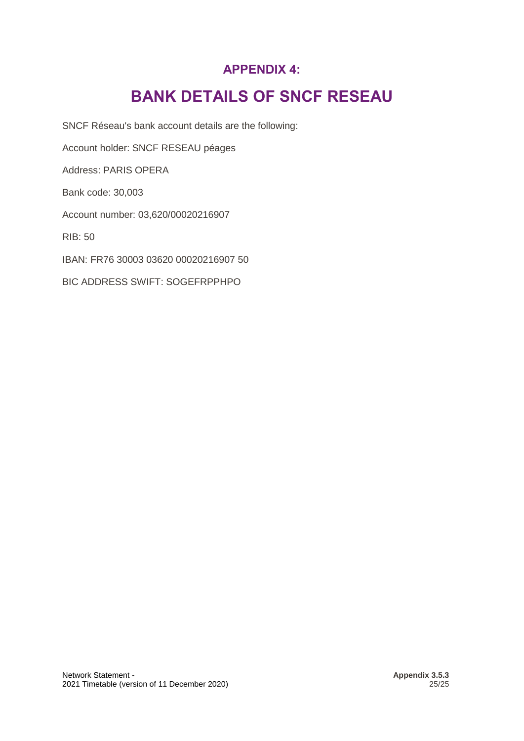## APPENDIX 4:

# BANK DETAILS OF SNCF RESEAU

SNCF Réseau's bank account details are the following:

Account holder: SNCF RESEAU péages

Address: PARIS OPERA

Bank code: 30,003

Account number: 03,620/00020216907

RIB: 50

IBAN: FR76 30003 03620 00020216907 50

BIC ADDRESS SWIFT: SOGEFRPPHPO